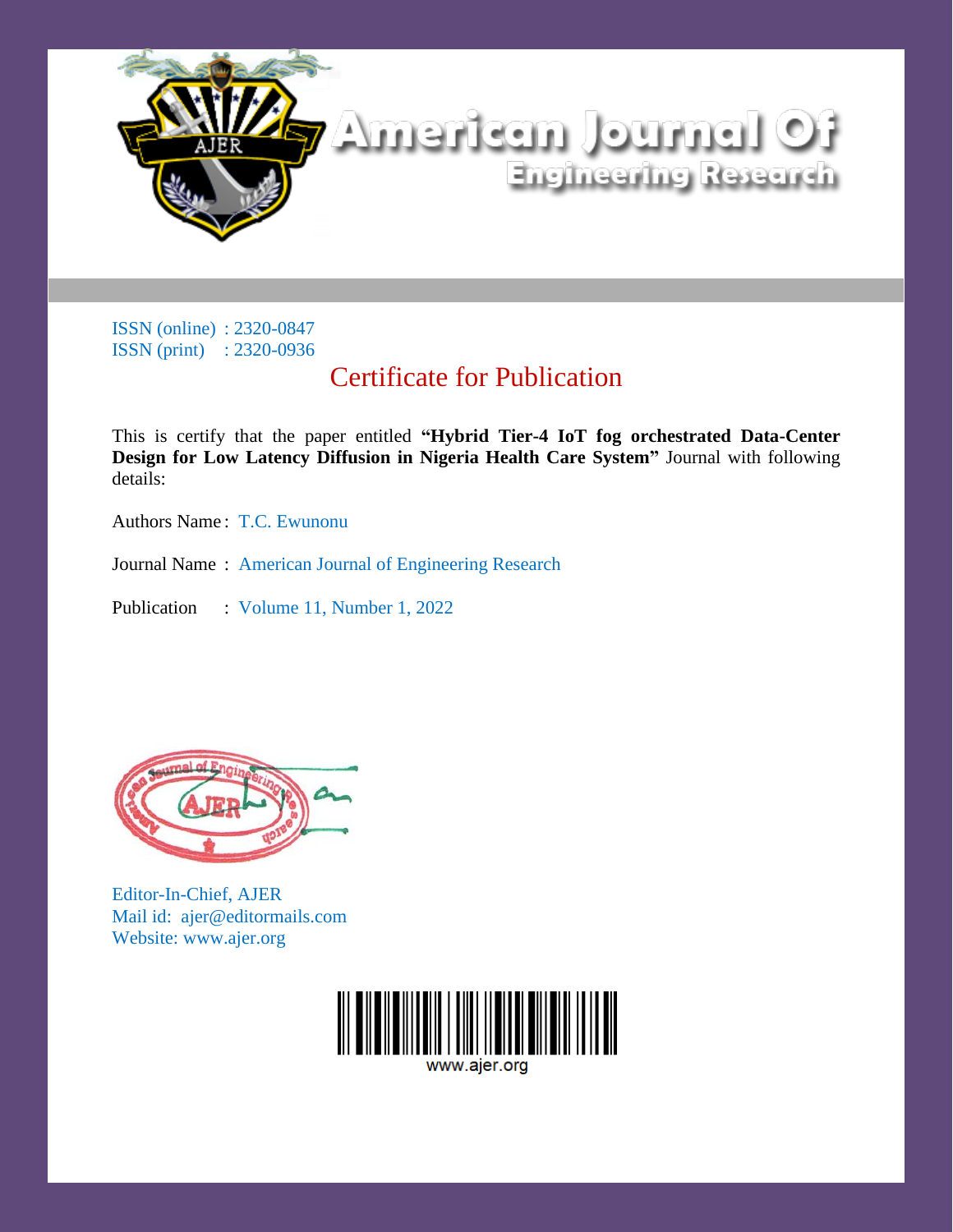# American Journal Of Engineering Research

ISSN (online) : 2320-0847
ISSN (print) : 2320-0936

## Certificate for Publication

This is certify that the paper entitled **"Hybrid Tier-4 IoT fog orchestrated Data-Center Design for Low Latency Diffusion in Nigeria Health Care System"** Journal with following details:

Authors Name : T.C. Ewunonu

Journal Name : American Journal of Engineering Research

Publication : Volume 11, Number 1, 2022

Editor-In-Chief, AJER
Mail id: ajer@editormails.com
Website: www.ajer.org

www.ajer.org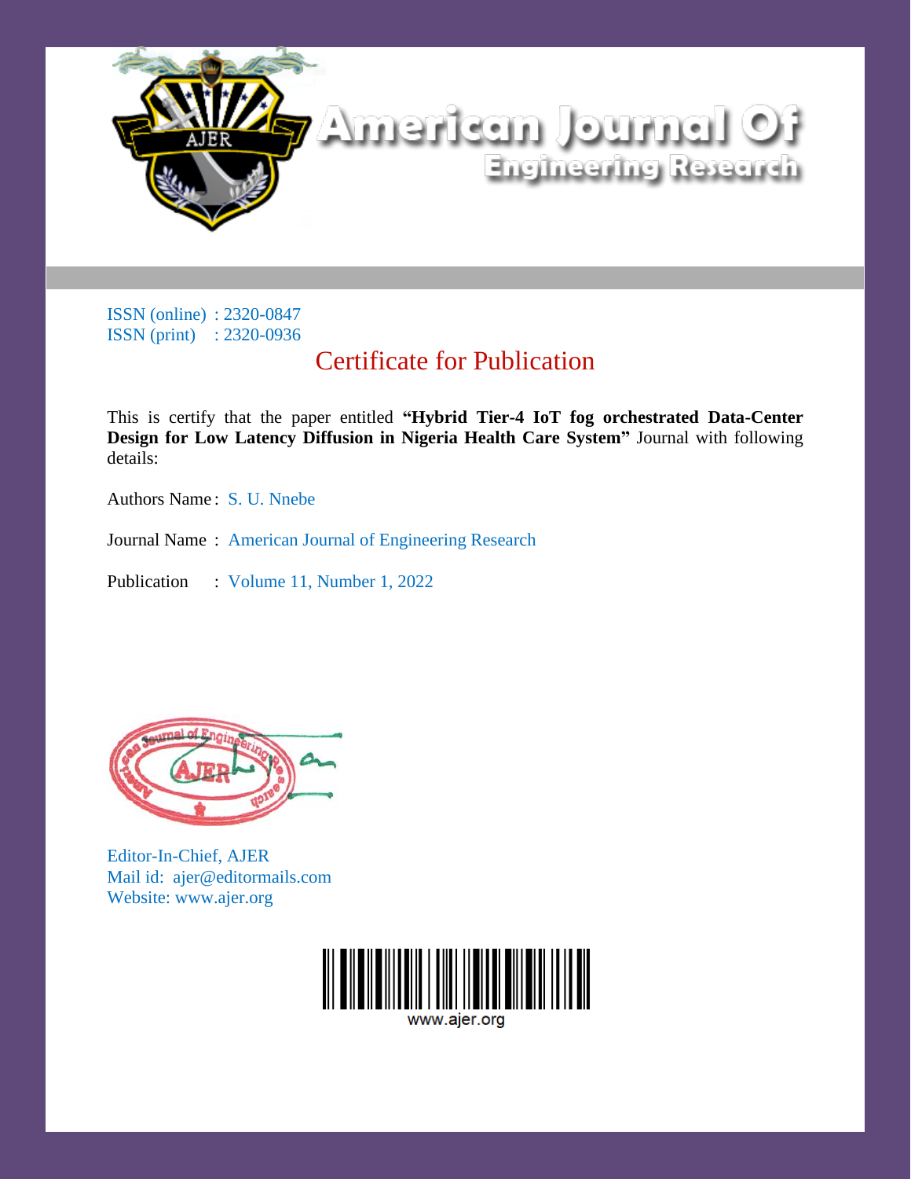# American Journal Of Engineering Research

ISSN (online) : 2320-0847
ISSN (print) : 2320-0936

## Certificate for Publication

This is certify that the paper entitled **"Hybrid Tier-4 IoT fog orchestrated Data-Center Design for Low Latency Diffusion in Nigeria Health Care System"** Journal with following details:

Authors Name : S. U. Nnebe

Journal Name : American Journal of Engineering Research

Publication : Volume 11, Number 1, 2022

Editor-In-Chief, AJER
Mail id: ajer@editormails.com
Website: www.ajer.org

www.ajer.org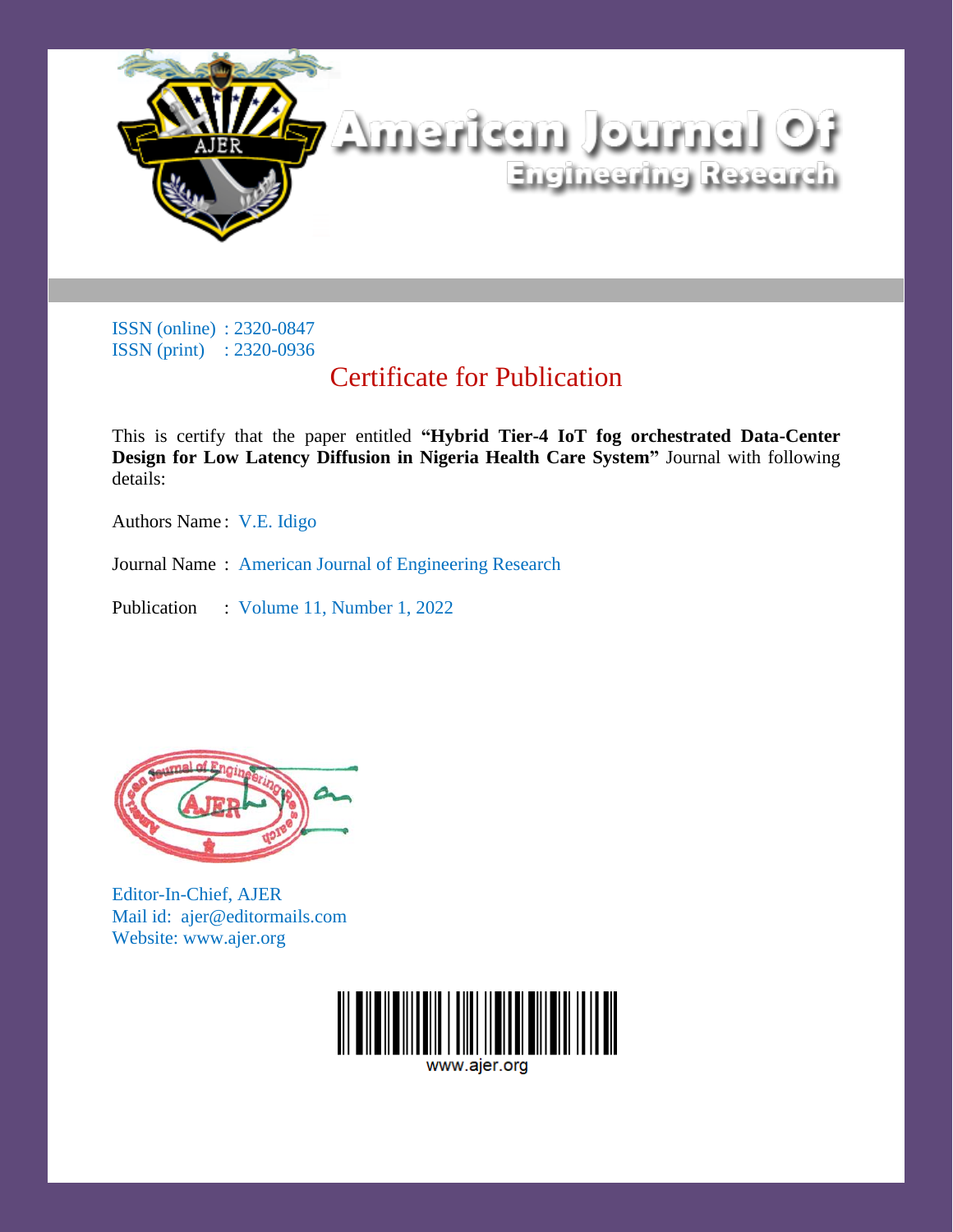# American Journal Of Engineering Research

ISSN (online) : 2320-0847
ISSN (print) : 2320-0936

## Certificate for Publication

This is certify that the paper entitled **"Hybrid Tier-4 IoT fog orchestrated Data-Center Design for Low Latency Diffusion in Nigeria Health Care System"** Journal with following details:

Authors Name : V.E. Idigo

Journal Name : American Journal of Engineering Research

Publication : Volume 11, Number 1, 2022

Editor-In-Chief, AJER
Mail id: ajer@editormails.com
Website: www.ajer.org

www.ajer.org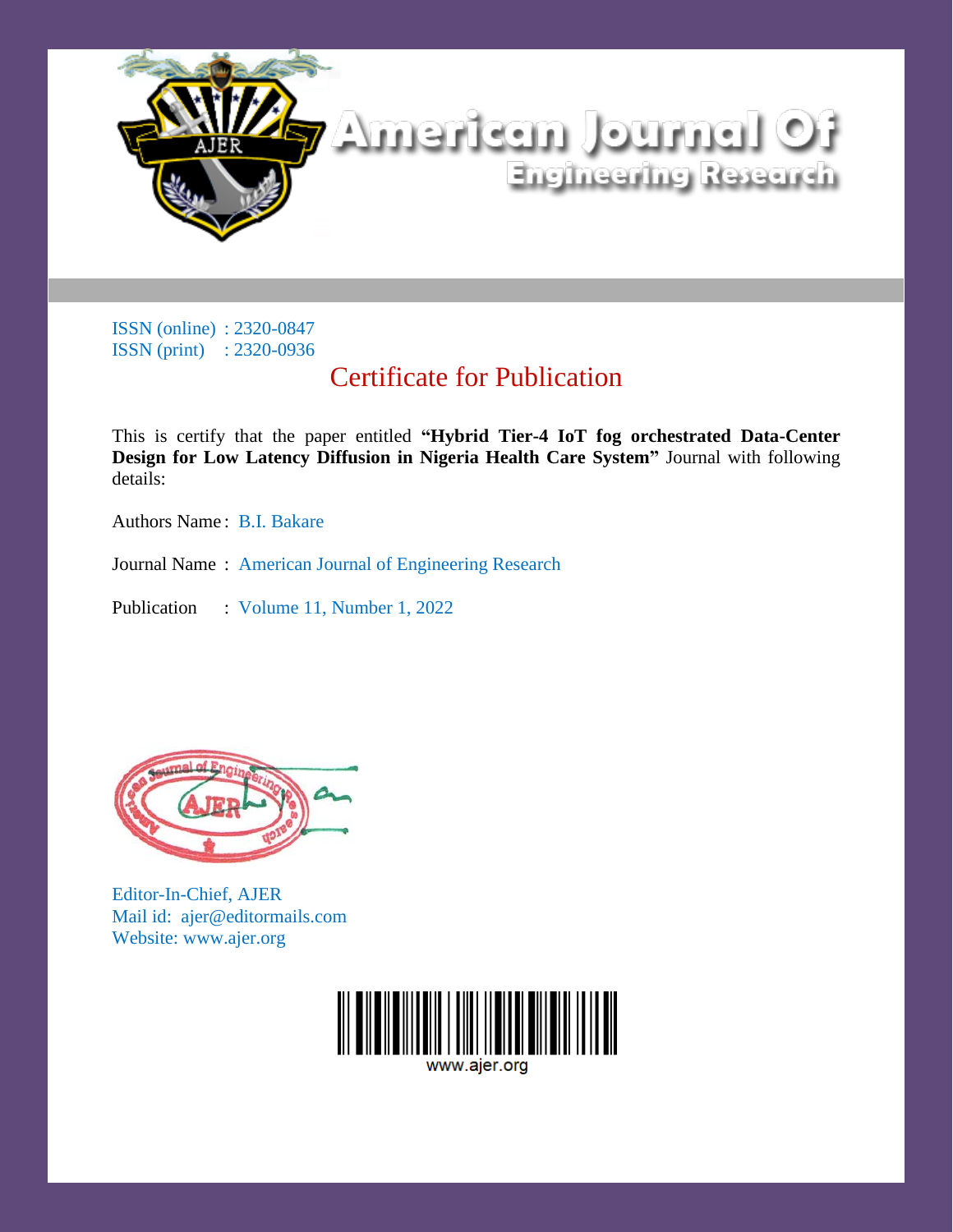# American Journal Of Engineering Research

ISSN (online) : 2320-0847
ISSN (print) : 2320-0936

## Certificate for Publication

This is certify that the paper entitled **"Hybrid Tier-4 IoT fog orchestrated Data-Center Design for Low Latency Diffusion in Nigeria Health Care System"** Journal with following details:

Authors Name : B.I. Bakare

Journal Name : American Journal of Engineering Research

Publication : Volume 11, Number 1, 2022

Editor-In-Chief, AJER
Mail id: ajer@editormails.com
Website: www.ajer.org

www.ajer.org